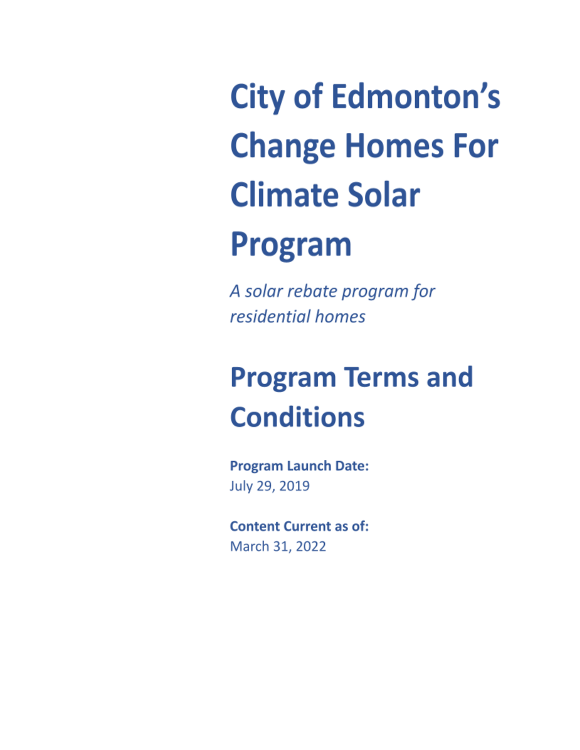# City of Edmonton's Change Homes For Climate Solar Program

*A solar rebate program for residential homes*

# Program Terms and Conditions

**Program Launch Date:**
July 29, 2019

**Content Current as of:**
March 31, 2022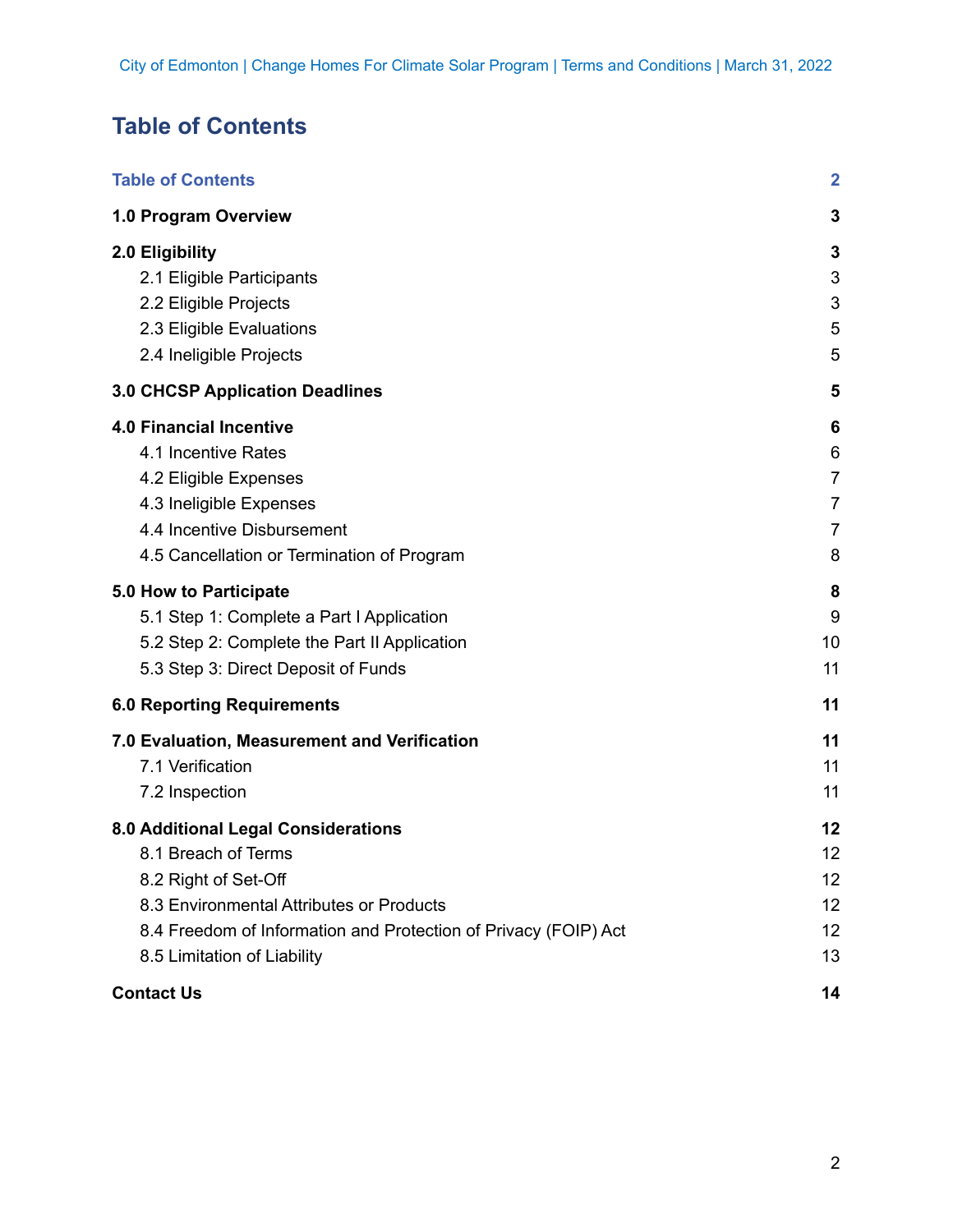# Table of Contents

| | |
|---|---|
| **Table of Contents** | **2** |
| **1.0 Program Overview** | **3** |
| **2.0 Eligibility** | **3** |
| 2.1 Eligible Participants | 3 |
| 2.2 Eligible Projects | 3 |
| 2.3 Eligible Evaluations | 5 |
| 2.4 Ineligible Projects | 5 |
| **3.0 CHCSP Application Deadlines** | **5** |
| **4.0 Financial Incentive** | **6** |
| 4.1 Incentive Rates | 6 |
| 4.2 Eligible Expenses | 7 |
| 4.3 Ineligible Expenses | 7 |
| 4.4 Incentive Disbursement | 7 |
| 4.5 Cancellation or Termination of Program | 8 |
| **5.0 How to Participate** | **8** |
| 5.1 Step 1: Complete a Part I Application | 9 |
| 5.2 Step 2: Complete the Part II Application | 10 |
| 5.3 Step 3: Direct Deposit of Funds | 11 |
| **6.0 Reporting Requirements** | **11** |
| **7.0 Evaluation, Measurement and Verification** | **11** |
| 7.1 Verification | 11 |
| 7.2 Inspection | 11 |
| **8.0 Additional Legal Considerations** | **12** |
| 8.1 Breach of Terms | 12 |
| 8.2 Right of Set-Off | 12 |
| 8.3 Environmental Attributes or Products | 12 |
| 8.4 Freedom of Information and Protection of Privacy (FOIP) Act | 12 |
| 8.5 Limitation of Liability | 13 |
| **Contact Us** | **14** |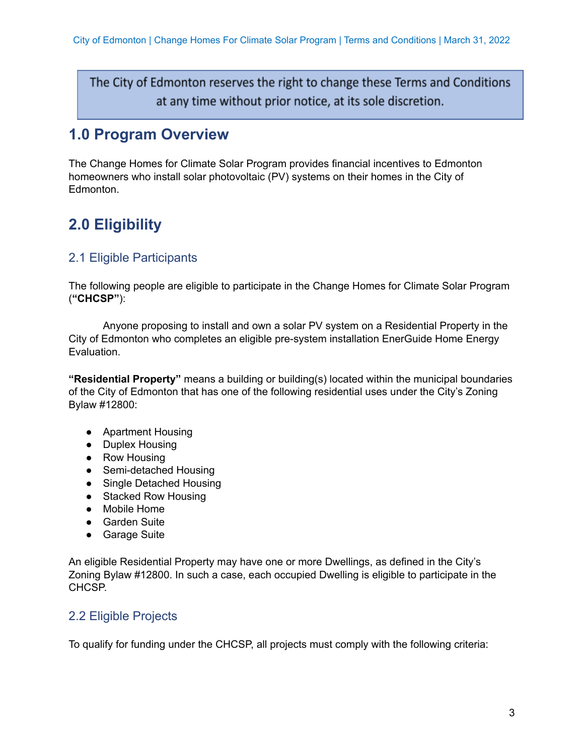> The City of Edmonton reserves the right to change these Terms and Conditions at any time without prior notice, at its sole discretion.

## 1.0 Program Overview

The Change Homes for Climate Solar Program provides financial incentives to Edmonton homeowners who install solar photovoltaic (PV) systems on their homes in the City of Edmonton.

## 2.0 Eligibility

### 2.1 Eligible Participants

The following people are eligible to participate in the Change Homes for Climate Solar Program (**"CHCSP"**):

Anyone proposing to install and own a solar PV system on a Residential Property in the City of Edmonton who completes an eligible pre-system installation EnerGuide Home Energy Evaluation.

**"Residential Property"** means a building or building(s) located within the municipal boundaries of the City of Edmonton that has one of the following residential uses under the City's Zoning Bylaw #12800:

- Apartment Housing
- Duplex Housing
- Row Housing
- Semi-detached Housing
- Single Detached Housing
- Stacked Row Housing
- Mobile Home
- Garden Suite
- Garage Suite

An eligible Residential Property may have one or more Dwellings, as defined in the City's Zoning Bylaw #12800. In such a case, each occupied Dwelling is eligible to participate in the CHCSP.

### 2.2 Eligible Projects

To qualify for funding under the CHCSP, all projects must comply with the following criteria: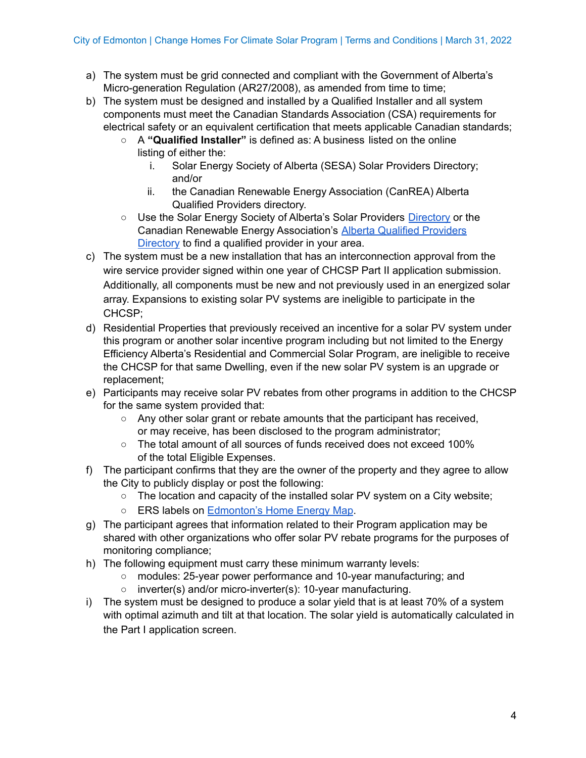a) The system must be grid connected and compliant with the Government of Alberta's Micro-generation Regulation (AR27/2008), as amended from time to time;
b) The system must be designed and installed by a Qualified Installer and all system components must meet the Canadian Standards Association (CSA) requirements for electrical safety or an equivalent certification that meets applicable Canadian standards;
   - A **"Qualified Installer"** is defined as: A business listed on the online listing of either the:
      i. Solar Energy Society of Alberta (SESA) Solar Providers Directory; and/or
      ii. the Canadian Renewable Energy Association (CanREA) Alberta Qualified Providers directory.
   - Use the Solar Energy Society of Alberta's Solar Providers Directory or the Canadian Renewable Energy Association's Alberta Qualified Providers Directory to find a qualified provider in your area.
c) The system must be a new installation that has an interconnection approval from the wire service provider signed within one year of CHCSP Part II application submission. Additionally, all components must be new and not previously used in an energized solar array. Expansions to existing solar PV systems are ineligible to participate in the CHCSP;
d) Residential Properties that previously received an incentive for a solar PV system under this program or another solar incentive program including but not limited to the Energy Efficiency Alberta's Residential and Commercial Solar Program, are ineligible to receive the CHCSP for that same Dwelling, even if the new solar PV system is an upgrade or replacement;
e) Participants may receive solar PV rebates from other programs in addition to the CHCSP for the same system provided that:
   - Any other solar grant or rebate amounts that the participant has received, or may receive, has been disclosed to the program administrator;
   - The total amount of all sources of funds received does not exceed 100% of the total Eligible Expenses.
f) The participant confirms that they are the owner of the property and they agree to allow the City to publicly display or post the following:
   - The location and capacity of the installed solar PV system on a City website;
   - ERS labels on Edmonton's Home Energy Map.
g) The participant agrees that information related to their Program application may be shared with other organizations who offer solar PV rebate programs for the purposes of monitoring compliance;
h) The following equipment must carry these minimum warranty levels:
   - modules: 25-year power performance and 10-year manufacturing; and
   - inverter(s) and/or micro-inverter(s): 10-year manufacturing.
i) The system must be designed to produce a solar yield that is at least 70% of a system with optimal azimuth and tilt at that location. The solar yield is automatically calculated in the Part I application screen.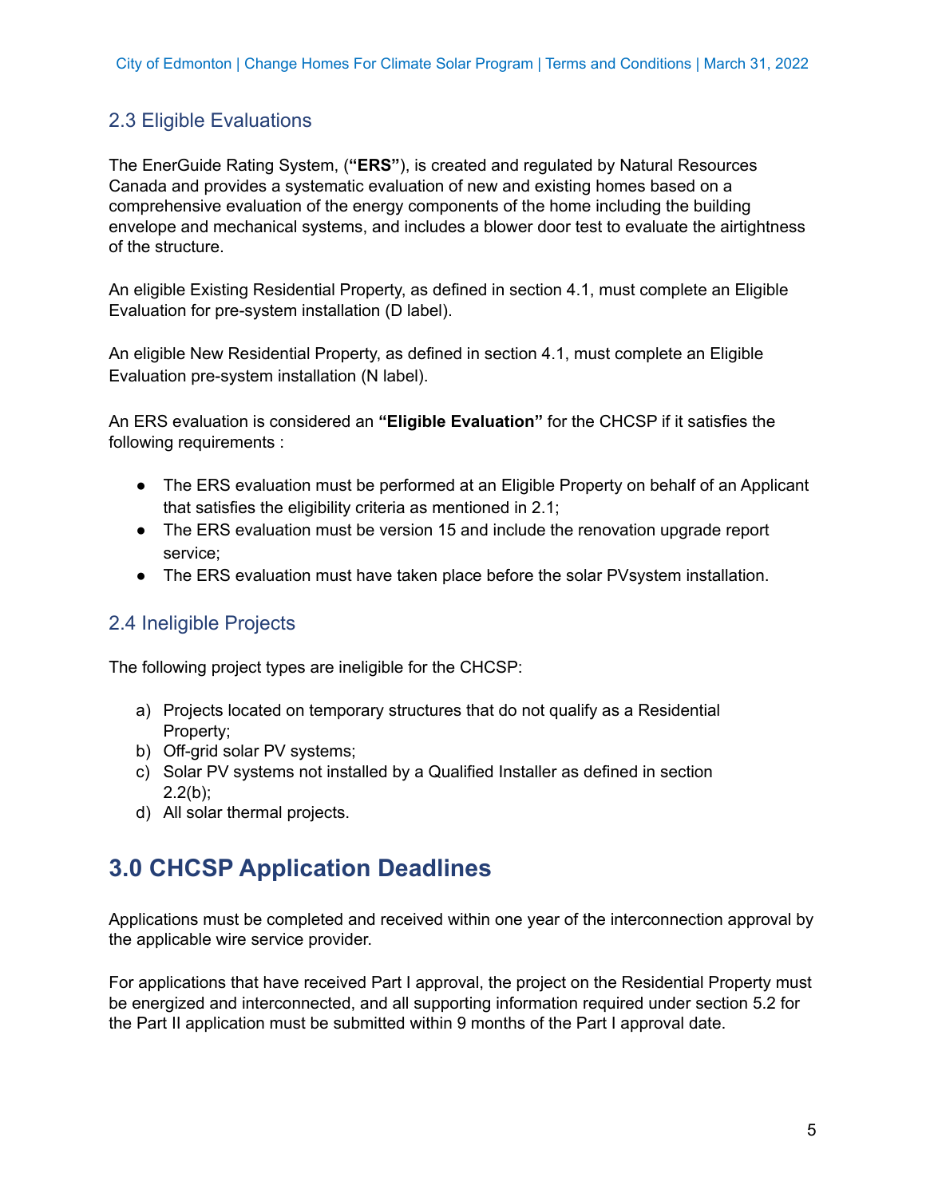### 2.3 Eligible Evaluations

The EnerGuide Rating System, (**"ERS"**), is created and regulated by Natural Resources Canada and provides a systematic evaluation of new and existing homes based on a comprehensive evaluation of the energy components of the home including the building envelope and mechanical systems, and includes a blower door test to evaluate the airtightness of the structure.

An eligible Existing Residential Property, as defined in section 4.1, must complete an Eligible Evaluation for pre-system installation (D label).

An eligible New Residential Property, as defined in section 4.1, must complete an Eligible Evaluation pre-system installation (N label).

An ERS evaluation is considered an **"Eligible Evaluation"** for the CHCSP if it satisfies the following requirements :

- The ERS evaluation must be performed at an Eligible Property on behalf of an Applicant that satisfies the eligibility criteria as mentioned in 2.1;
- The ERS evaluation must be version 15 and include the renovation upgrade report service;
- The ERS evaluation must have taken place before the solar PVsystem installation.

### 2.4 Ineligible Projects

The following project types are ineligible for the CHCSP:

a) Projects located on temporary structures that do not qualify as a Residential Property;
b) Off-grid solar PV systems;
c) Solar PV systems not installed by a Qualified Installer as defined in section 2.2(b);
d) All solar thermal projects.

## 3.0 CHCSP Application Deadlines

Applications must be completed and received within one year of the interconnection approval by the applicable wire service provider.

For applications that have received Part I approval, the project on the Residential Property must be energized and interconnected, and all supporting information required under section 5.2 for the Part II application must be submitted within 9 months of the Part I approval date.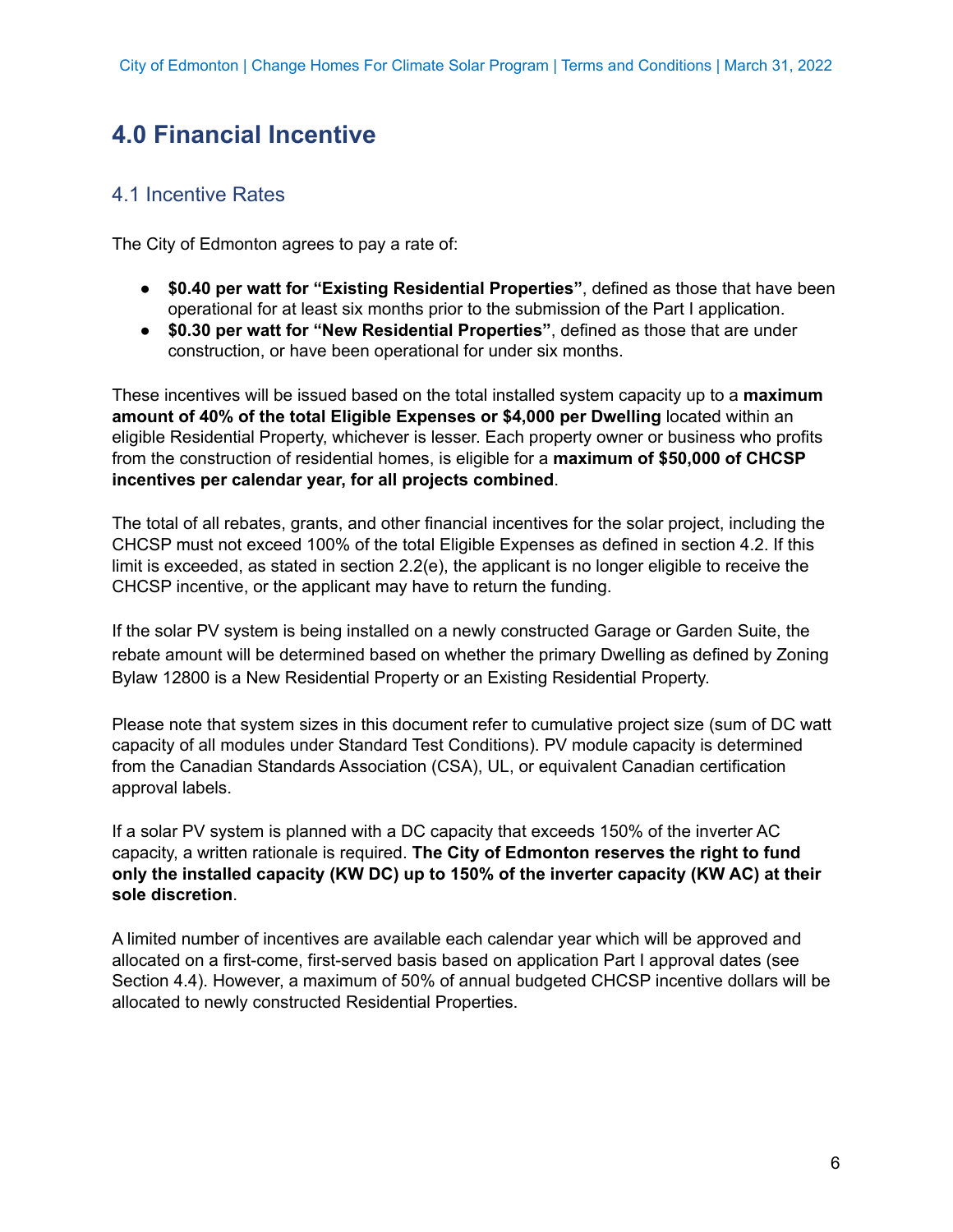# 4.0 Financial Incentive

## 4.1 Incentive Rates

The City of Edmonton agrees to pay a rate of:

- **$0.40 per watt for "Existing Residential Properties"**, defined as those that have been operational for at least six months prior to the submission of the Part I application.
- **$0.30 per watt for "New Residential Properties"**, defined as those that are under construction, or have been operational for under six months.

These incentives will be issued based on the total installed system capacity up to a **maximum amount of 40% of the total Eligible Expenses or $4,000 per Dwelling** located within an eligible Residential Property, whichever is lesser. Each property owner or business who profits from the construction of residential homes, is eligible for a **maximum of $50,000 of CHCSP incentives per calendar year, for all projects combined**.

The total of all rebates, grants, and other financial incentives for the solar project, including the CHCSP must not exceed 100% of the total Eligible Expenses as defined in section 4.2. If this limit is exceeded, as stated in section 2.2(e), the applicant is no longer eligible to receive the CHCSP incentive, or the applicant may have to return the funding.

If the solar PV system is being installed on a newly constructed Garage or Garden Suite, the rebate amount will be determined based on whether the primary Dwelling as defined by Zoning Bylaw 12800 is a New Residential Property or an Existing Residential Property.

Please note that system sizes in this document refer to cumulative project size (sum of DC watt capacity of all modules under Standard Test Conditions). PV module capacity is determined from the Canadian Standards Association (CSA), UL, or equivalent Canadian certification approval labels.

If a solar PV system is planned with a DC capacity that exceeds 150% of the inverter AC capacity, a written rationale is required. **The City of Edmonton reserves the right to fund only the installed capacity (KW DC) up to 150% of the inverter capacity (KW AC) at their sole discretion**.

A limited number of incentives are available each calendar year which will be approved and allocated on a first-come, first-served basis based on application Part I approval dates (see Section 4.4). However, a maximum of 50% of annual budgeted CHCSP incentive dollars will be allocated to newly constructed Residential Properties.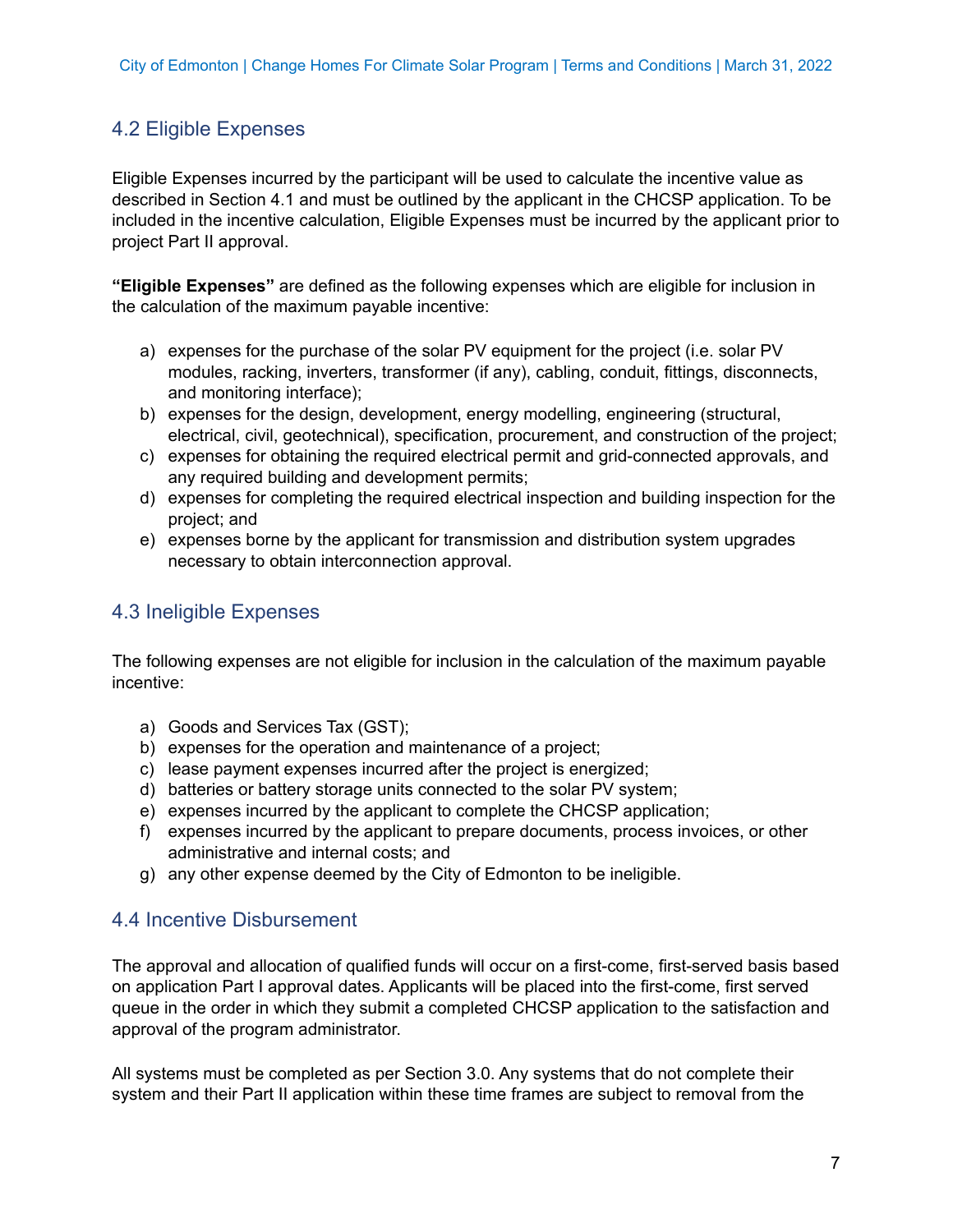## 4.2 Eligible Expenses

Eligible Expenses incurred by the participant will be used to calculate the incentive value as described in Section 4.1 and must be outlined by the applicant in the CHCSP application. To be included in the incentive calculation, Eligible Expenses must be incurred by the applicant prior to project Part II approval.

**"Eligible Expenses"** are defined as the following expenses which are eligible for inclusion in the calculation of the maximum payable incentive:

a) expenses for the purchase of the solar PV equipment for the project (i.e. solar PV modules, racking, inverters, transformer (if any), cabling, conduit, fittings, disconnects, and monitoring interface);
b) expenses for the design, development, energy modelling, engineering (structural, electrical, civil, geotechnical), specification, procurement, and construction of the project;
c) expenses for obtaining the required electrical permit and grid-connected approvals, and any required building and development permits;
d) expenses for completing the required electrical inspection and building inspection for the project; and
e) expenses borne by the applicant for transmission and distribution system upgrades necessary to obtain interconnection approval.

## 4.3 Ineligible Expenses

The following expenses are not eligible for inclusion in the calculation of the maximum payable incentive:

a) Goods and Services Tax (GST);
b) expenses for the operation and maintenance of a project;
c) lease payment expenses incurred after the project is energized;
d) batteries or battery storage units connected to the solar PV system;
e) expenses incurred by the applicant to complete the CHCSP application;
f) expenses incurred by the applicant to prepare documents, process invoices, or other administrative and internal costs; and
g) any other expense deemed by the City of Edmonton to be ineligible.

## 4.4 Incentive Disbursement

The approval and allocation of qualified funds will occur on a first-come, first-served basis based on application Part I approval dates. Applicants will be placed into the first-come, first served queue in the order in which they submit a completed CHCSP application to the satisfaction and approval of the program administrator.

All systems must be completed as per Section 3.0. Any systems that do not complete their system and their Part II application within these time frames are subject to removal from the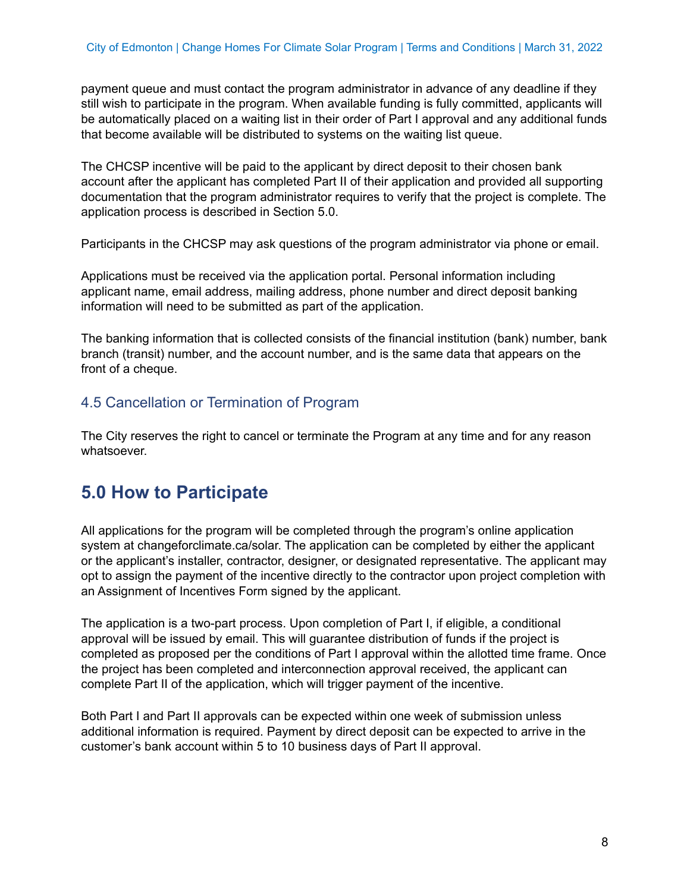payment queue and must contact the program administrator in advance of any deadline if they still wish to participate in the program. When available funding is fully committed, applicants will be automatically placed on a waiting list in their order of Part I approval and any additional funds that become available will be distributed to systems on the waiting list queue.

The CHCSP incentive will be paid to the applicant by direct deposit to their chosen bank account after the applicant has completed Part II of their application and provided all supporting documentation that the program administrator requires to verify that the project is complete. The application process is described in Section 5.0.

Participants in the CHCSP may ask questions of the program administrator via phone or email.

Applications must be received via the application portal. Personal information including applicant name, email address, mailing address, phone number and direct deposit banking information will need to be submitted as part of the application.

The banking information that is collected consists of the financial institution (bank) number, bank branch (transit) number, and the account number, and is the same data that appears on the front of a cheque.

### 4.5 Cancellation or Termination of Program

The City reserves the right to cancel or terminate the Program at any time and for any reason whatsoever.

## 5.0 How to Participate

All applications for the program will be completed through the program's online application system at changeforclimate.ca/solar. The application can be completed by either the applicant or the applicant's installer, contractor, designer, or designated representative. The applicant may opt to assign the payment of the incentive directly to the contractor upon project completion with an Assignment of Incentives Form signed by the applicant.

The application is a two-part process. Upon completion of Part I, if eligible, a conditional approval will be issued by email. This will guarantee distribution of funds if the project is completed as proposed per the conditions of Part I approval within the allotted time frame. Once the project has been completed and interconnection approval received, the applicant can complete Part II of the application, which will trigger payment of the incentive.

Both Part I and Part II approvals can be expected within one week of submission unless additional information is required. Payment by direct deposit can be expected to arrive in the customer's bank account within 5 to 10 business days of Part II approval.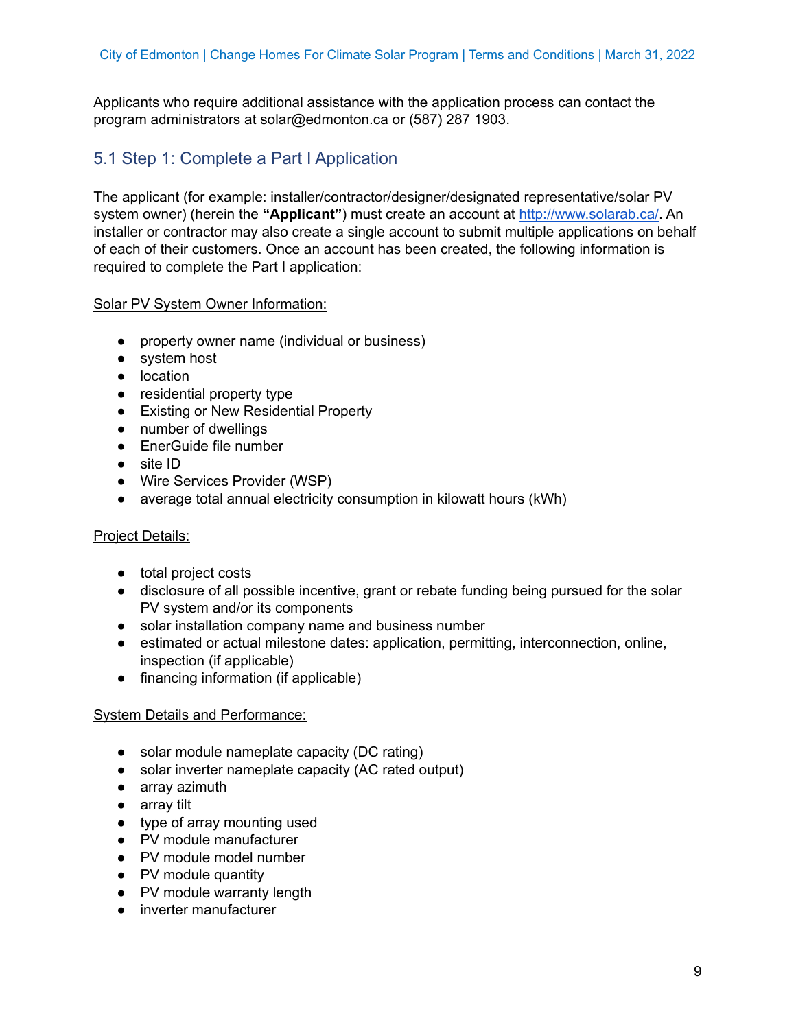Applicants who require additional assistance with the application process can contact the program administrators at solar@edmonton.ca or (587) 287 1903.

## 5.1 Step 1: Complete a Part I Application

The applicant (for example: installer/contractor/designer/designated representative/solar PV system owner) (herein the **"Applicant"**) must create an account at [http://www.solarab.ca/](http://www.solarab.ca/). An installer or contractor may also create a single account to submit multiple applications on behalf of each of their customers. Once an account has been created, the following information is required to complete the Part I application:

<u>Solar PV System Owner Information:</u>

- property owner name (individual or business)
- system host
- location
- residential property type
- Existing or New Residential Property
- number of dwellings
- EnerGuide file number
- site ID
- Wire Services Provider (WSP)
- average total annual electricity consumption in kilowatt hours (kWh)

<u>Project Details:</u>

- total project costs
- disclosure of all possible incentive, grant or rebate funding being pursued for the solar PV system and/or its components
- solar installation company name and business number
- estimated or actual milestone dates: application, permitting, interconnection, online, inspection (if applicable)
- financing information (if applicable)

<u>System Details and Performance:</u>

- solar module nameplate capacity (DC rating)
- solar inverter nameplate capacity (AC rated output)
- array azimuth
- array tilt
- type of array mounting used
- PV module manufacturer
- PV module model number
- PV module quantity
- PV module warranty length
- inverter manufacturer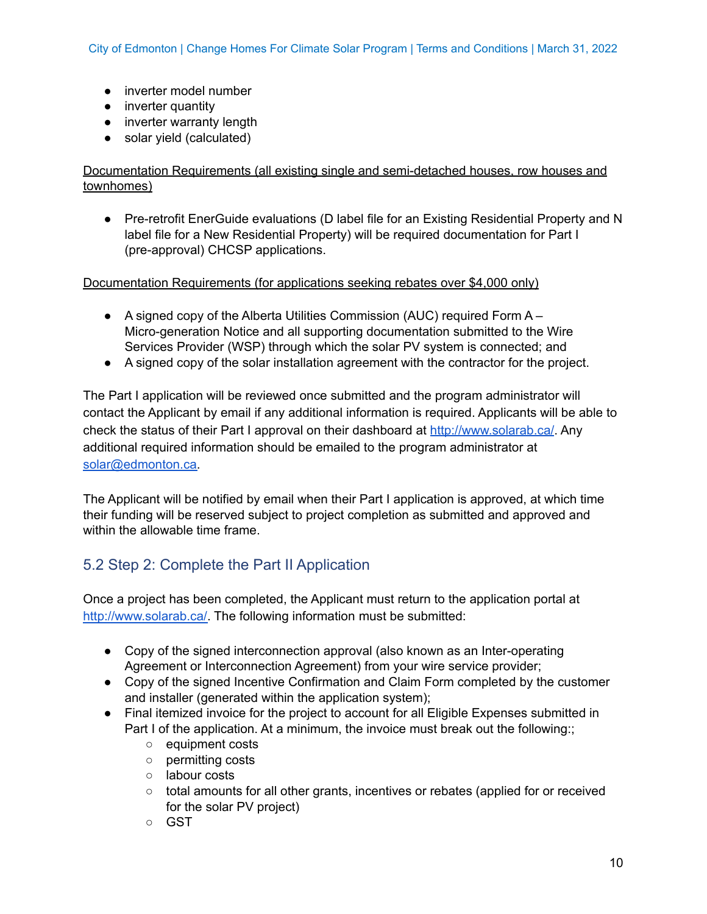- inverter model number
- inverter quantity
- inverter warranty length
- solar yield (calculated)

Documentation Requirements (all existing single and semi-detached houses, row houses and townhomes)

- Pre-retrofit EnerGuide evaluations (D label file for an Existing Residential Property and N label file for a New Residential Property) will be required documentation for Part I (pre-approval) CHCSP applications.

Documentation Requirements (for applications seeking rebates over $4,000 only)

- A signed copy of the Alberta Utilities Commission (AUC) required Form A – Micro-generation Notice and all supporting documentation submitted to the Wire Services Provider (WSP) through which the solar PV system is connected; and
- A signed copy of the solar installation agreement with the contractor for the project.

The Part I application will be reviewed once submitted and the program administrator will contact the Applicant by email if any additional information is required. Applicants will be able to check the status of their Part I approval on their dashboard at [http://www.solarab.ca/](http://www.solarab.ca/). Any additional required information should be emailed to the program administrator at [solar@edmonton.ca](mailto:solar@edmonton.ca).

The Applicant will be notified by email when their Part I application is approved, at which time their funding will be reserved subject to project completion as submitted and approved and within the allowable time frame.

## 5.2 Step 2: Complete the Part II Application

Once a project has been completed, the Applicant must return to the application portal at [http://www.solarab.ca/](http://www.solarab.ca/). The following information must be submitted:

- Copy of the signed interconnection approval (also known as an Inter-operating Agreement or Interconnection Agreement) from your wire service provider;
- Copy of the signed Incentive Confirmation and Claim Form completed by the customer and installer (generated within the application system);
- Final itemized invoice for the project to account for all Eligible Expenses submitted in Part I of the application. At a minimum, the invoice must break out the following:;
  - equipment costs
  - permitting costs
  - labour costs
  - total amounts for all other grants, incentives or rebates (applied for or received for the solar PV project)
  - GST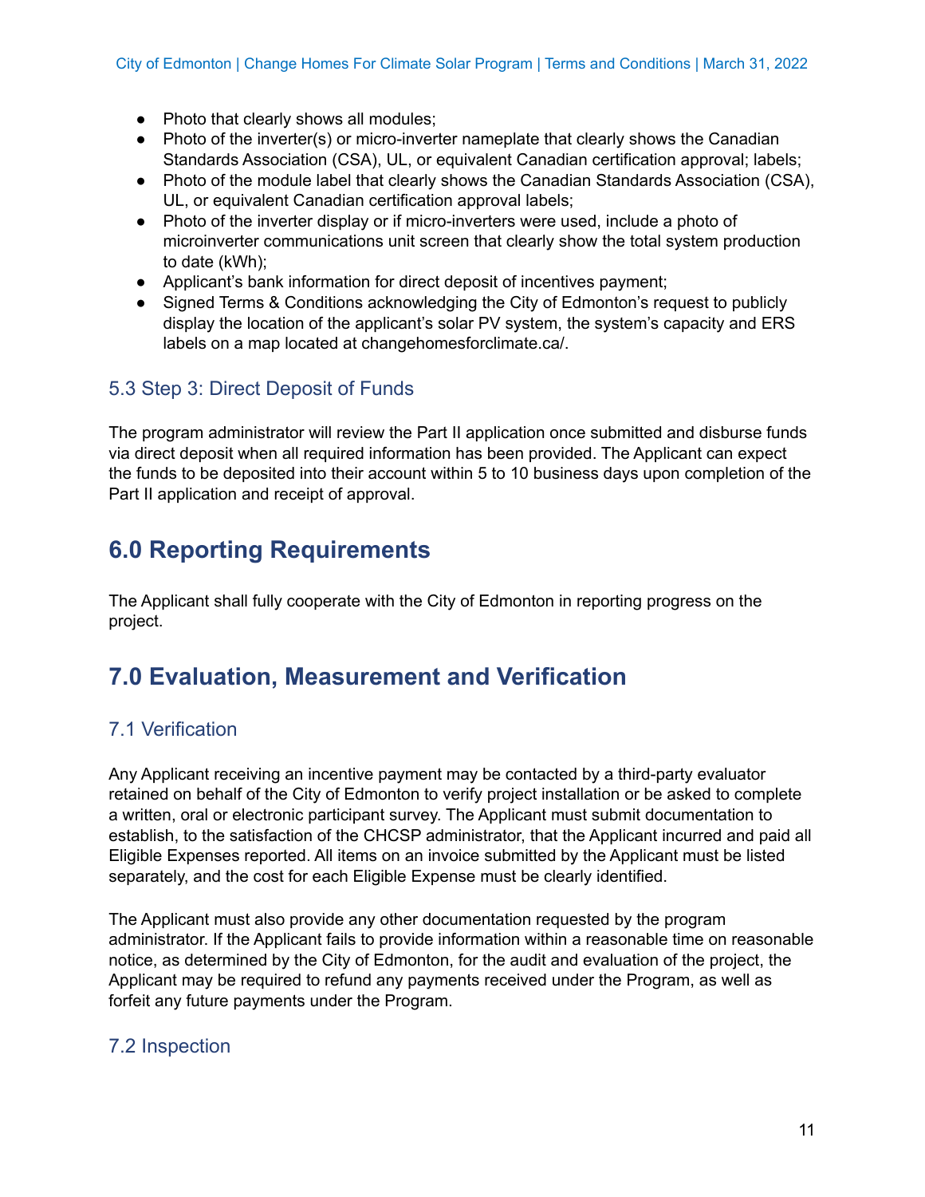- Photo that clearly shows all modules;
- Photo of the inverter(s) or micro-inverter nameplate that clearly shows the Canadian Standards Association (CSA), UL, or equivalent Canadian certification approval; labels;
- Photo of the module label that clearly shows the Canadian Standards Association (CSA), UL, or equivalent Canadian certification approval labels;
- Photo of the inverter display or if micro-inverters were used, include a photo of microinverter communications unit screen that clearly show the total system production to date (kWh);
- Applicant's bank information for direct deposit of incentives payment;
- Signed Terms & Conditions acknowledging the City of Edmonton's request to publicly display the location of the applicant's solar PV system, the system's capacity and ERS labels on a map located at changehomesforclimate.ca/.

### 5.3 Step 3: Direct Deposit of Funds

The program administrator will review the Part II application once submitted and disburse funds via direct deposit when all required information has been provided. The Applicant can expect the funds to be deposited into their account within 5 to 10 business days upon completion of the Part II application and receipt of approval.

## 6.0 Reporting Requirements

The Applicant shall fully cooperate with the City of Edmonton in reporting progress on the project.

## 7.0 Evaluation, Measurement and Verification

### 7.1 Verification

Any Applicant receiving an incentive payment may be contacted by a third-party evaluator retained on behalf of the City of Edmonton to verify project installation or be asked to complete a written, oral or electronic participant survey. The Applicant must submit documentation to establish, to the satisfaction of the CHCSP administrator, that the Applicant incurred and paid all Eligible Expenses reported. All items on an invoice submitted by the Applicant must be listed separately, and the cost for each Eligible Expense must be clearly identified.

The Applicant must also provide any other documentation requested by the program administrator. If the Applicant fails to provide information within a reasonable time on reasonable notice, as determined by the City of Edmonton, for the audit and evaluation of the project, the Applicant may be required to refund any payments received under the Program, as well as forfeit any future payments under the Program.

### 7.2 Inspection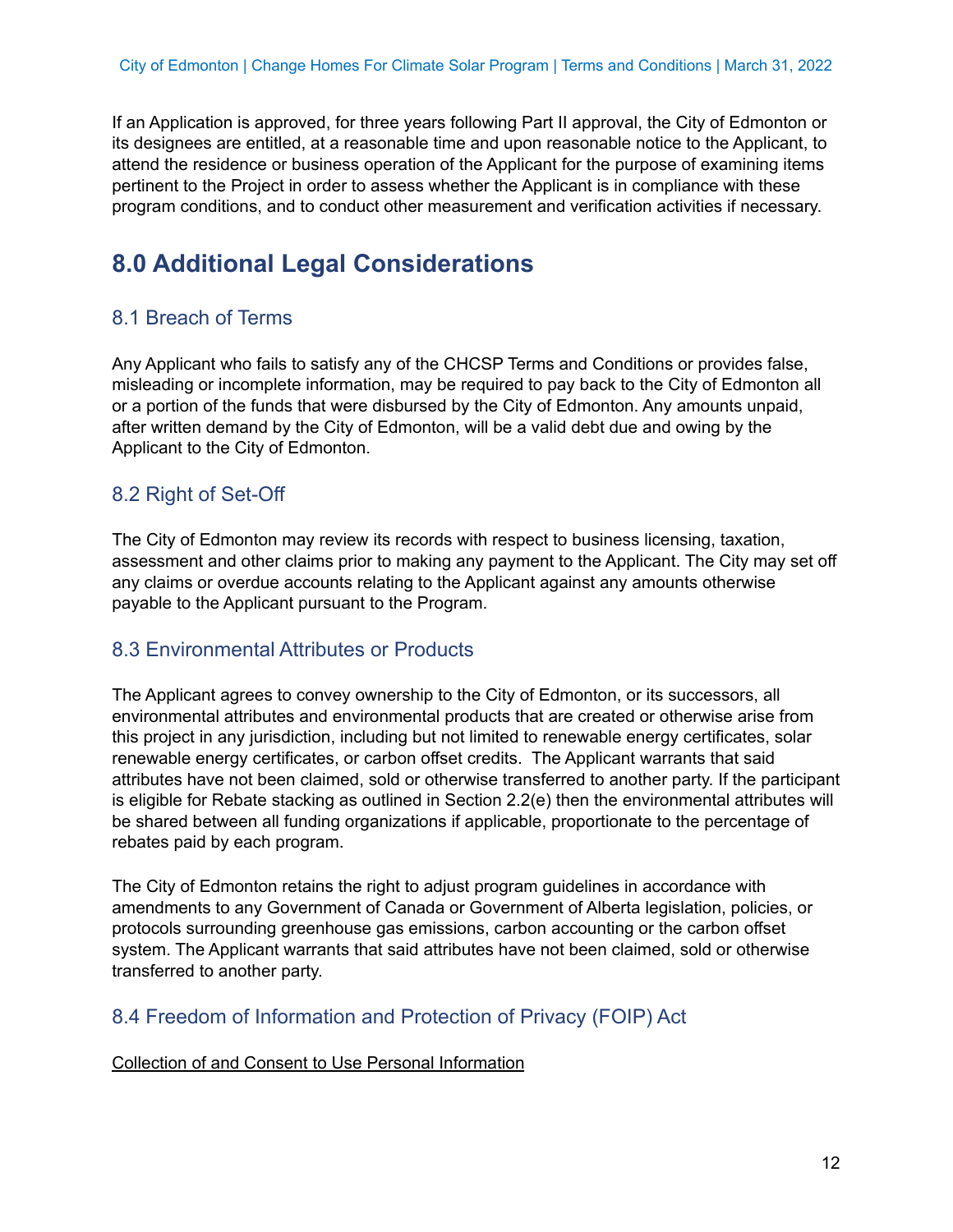If an Application is approved, for three years following Part II approval, the City of Edmonton or its designees are entitled, at a reasonable time and upon reasonable notice to the Applicant, to attend the residence or business operation of the Applicant for the purpose of examining items pertinent to the Project in order to assess whether the Applicant is in compliance with these program conditions, and to conduct other measurement and verification activities if necessary.

# 8.0 Additional Legal Considerations

## 8.1 Breach of Terms

Any Applicant who fails to satisfy any of the CHCSP Terms and Conditions or provides false, misleading or incomplete information, may be required to pay back to the City of Edmonton all or a portion of the funds that were disbursed by the City of Edmonton. Any amounts unpaid, after written demand by the City of Edmonton, will be a valid debt due and owing by the Applicant to the City of Edmonton.

## 8.2 Right of Set-Off

The City of Edmonton may review its records with respect to business licensing, taxation, assessment and other claims prior to making any payment to the Applicant. The City may set off any claims or overdue accounts relating to the Applicant against any amounts otherwise payable to the Applicant pursuant to the Program.

## 8.3 Environmental Attributes or Products

The Applicant agrees to convey ownership to the City of Edmonton, or its successors, all environmental attributes and environmental products that are created or otherwise arise from this project in any jurisdiction, including but not limited to renewable energy certificates, solar renewable energy certificates, or carbon offset credits. The Applicant warrants that said attributes have not been claimed, sold or otherwise transferred to another party. If the participant is eligible for Rebate stacking as outlined in Section 2.2(e) then the environmental attributes will be shared between all funding organizations if applicable, proportionate to the percentage of rebates paid by each program.

The City of Edmonton retains the right to adjust program guidelines in accordance with amendments to any Government of Canada or Government of Alberta legislation, policies, or protocols surrounding greenhouse gas emissions, carbon accounting or the carbon offset system. The Applicant warrants that said attributes have not been claimed, sold or otherwise transferred to another party.

## 8.4 Freedom of Information and Protection of Privacy (FOIP) Act

Collection of and Consent to Use Personal Information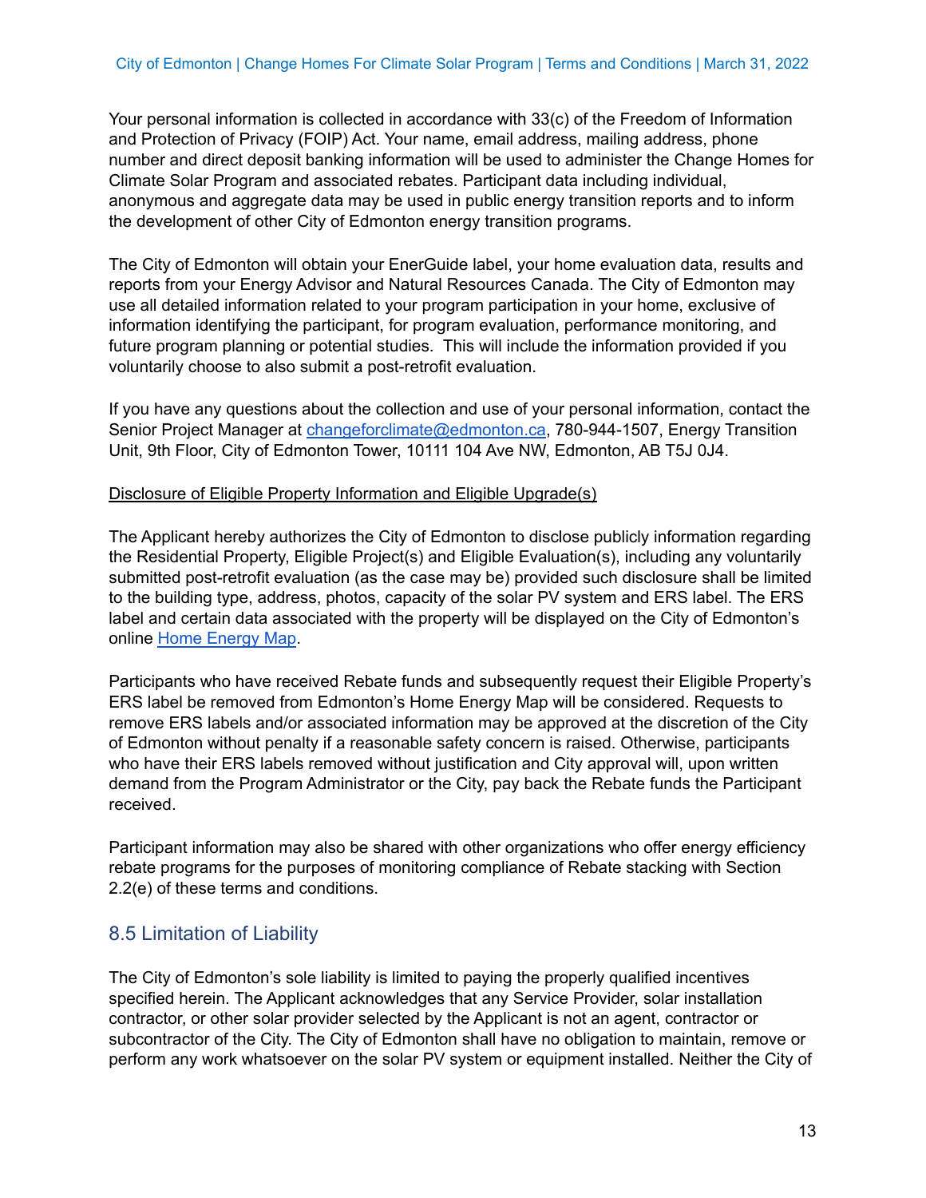Your personal information is collected in accordance with 33(c) of the Freedom of Information and Protection of Privacy (FOIP) Act. Your name, email address, mailing address, phone number and direct deposit banking information will be used to administer the Change Homes for Climate Solar Program and associated rebates. Participant data including individual, anonymous and aggregate data may be used in public energy transition reports and to inform the development of other City of Edmonton energy transition programs.

The City of Edmonton will obtain your EnerGuide label, your home evaluation data, results and reports from your Energy Advisor and Natural Resources Canada. The City of Edmonton may use all detailed information related to your program participation in your home, exclusive of information identifying the participant, for program evaluation, performance monitoring, and future program planning or potential studies. This will include the information provided if you voluntarily choose to also submit a post-retrofit evaluation.

If you have any questions about the collection and use of your personal information, contact the Senior Project Manager at [changeforclimate@edmonton.ca](mailto:changeforclimate@edmonton.ca), 780-944-1507, Energy Transition Unit, 9th Floor, City of Edmonton Tower, 10111 104 Ave NW, Edmonton, AB T5J 0J4.

<u>Disclosure of Eligible Property Information and Eligible Upgrade(s)</u>

The Applicant hereby authorizes the City of Edmonton to disclose publicly information regarding the Residential Property, Eligible Project(s) and Eligible Evaluation(s), including any voluntarily submitted post-retrofit evaluation (as the case may be) provided such disclosure shall be limited to the building type, address, photos, capacity of the solar PV system and ERS label. The ERS label and certain data associated with the property will be displayed on the City of Edmonton's online [Home Energy Map](#).

Participants who have received Rebate funds and subsequently request their Eligible Property's ERS label be removed from Edmonton's Home Energy Map will be considered. Requests to remove ERS labels and/or associated information may be approved at the discretion of the City of Edmonton without penalty if a reasonable safety concern is raised. Otherwise, participants who have their ERS labels removed without justification and City approval will, upon written demand from the Program Administrator or the City, pay back the Rebate funds the Participant received.

Participant information may also be shared with other organizations who offer energy efficiency rebate programs for the purposes of monitoring compliance of Rebate stacking with Section 2.2(e) of these terms and conditions.

## 8.5 Limitation of Liability

The City of Edmonton's sole liability is limited to paying the properly qualified incentives specified herein. The Applicant acknowledges that any Service Provider, solar installation contractor, or other solar provider selected by the Applicant is not an agent, contractor or subcontractor of the City. The City of Edmonton shall have no obligation to maintain, remove or perform any work whatsoever on the solar PV system or equipment installed. Neither the City of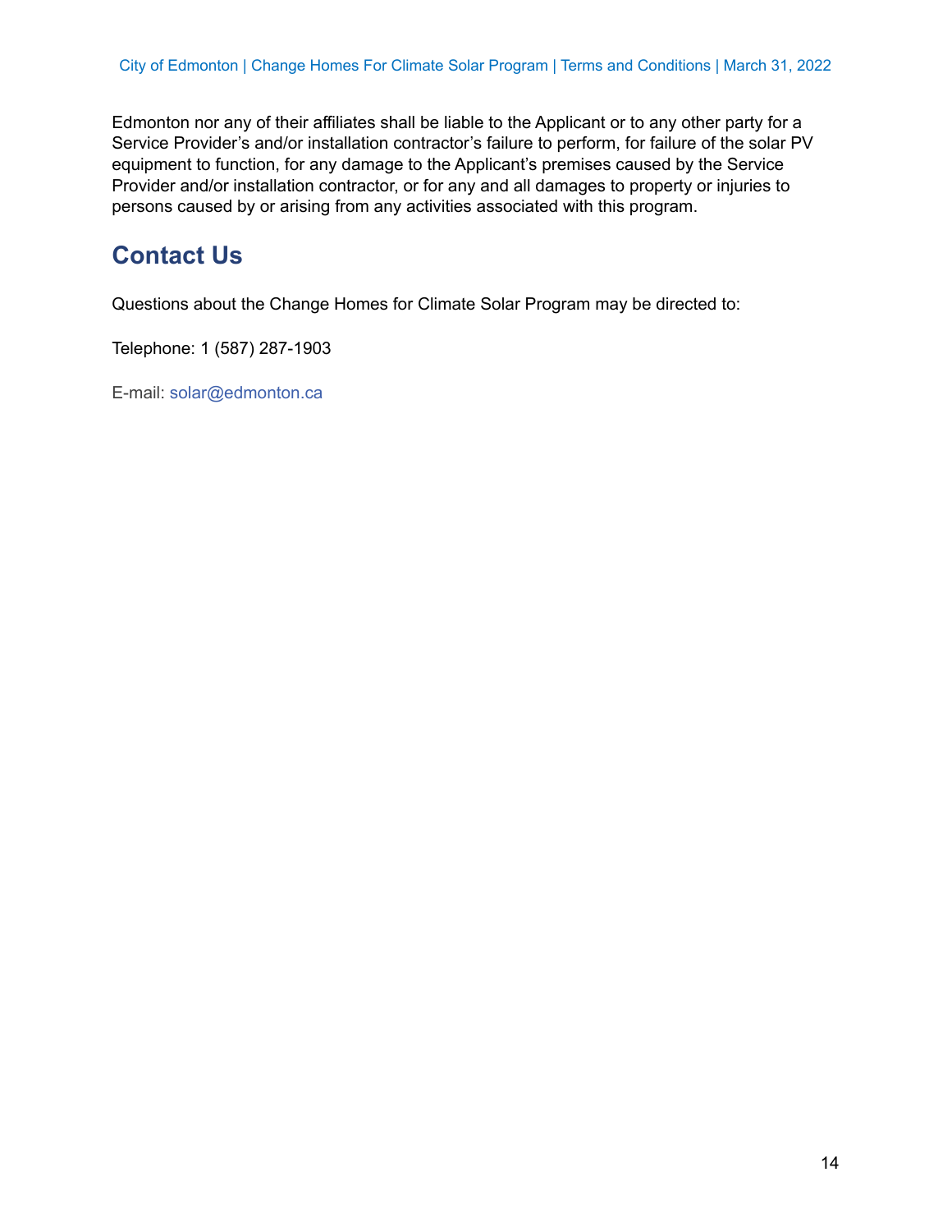Edmonton nor any of their affiliates shall be liable to the Applicant or to any other party for a Service Provider's and/or installation contractor's failure to perform, for failure of the solar PV equipment to function, for any damage to the Applicant's premises caused by the Service Provider and/or installation contractor, or for any and all damages to property or injuries to persons caused by or arising from any activities associated with this program.

## Contact Us

Questions about the Change Homes for Climate Solar Program may be directed to:

Telephone: 1 (587) 287-1903

E-mail: solar@edmonton.ca